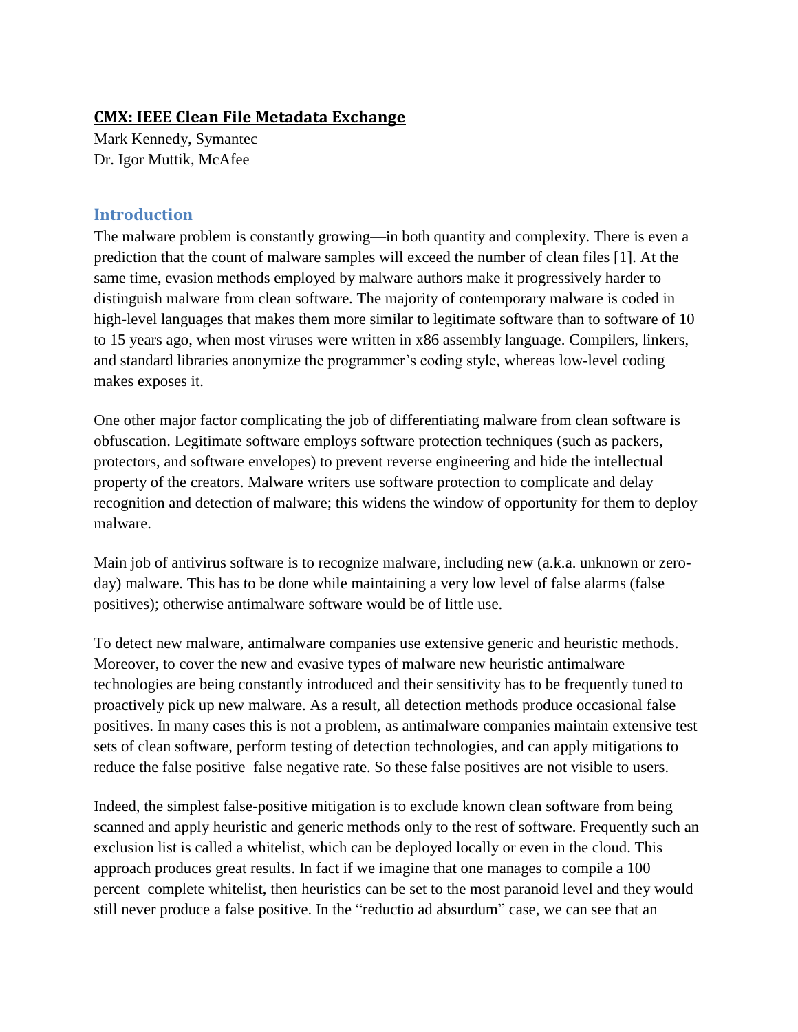# CMX: IEEE Clean File Metadata Exchange

Mark Kennedy, Symantec
Dr. Igor Muttik, McAfee

## Introduction

The malware problem is constantly growing—in both quantity and complexity. There is even a prediction that the count of malware samples will exceed the number of clean files [1]. At the same time, evasion methods employed by malware authors make it progressively harder to distinguish malware from clean software. The majority of contemporary malware is coded in high-level languages that makes them more similar to legitimate software than to software of 10 to 15 years ago, when most viruses were written in x86 assembly language. Compilers, linkers, and standard libraries anonymize the programmer's coding style, whereas low-level coding makes exposes it.

One other major factor complicating the job of differentiating malware from clean software is obfuscation. Legitimate software employs software protection techniques (such as packers, protectors, and software envelopes) to prevent reverse engineering and hide the intellectual property of the creators. Malware writers use software protection to complicate and delay recognition and detection of malware; this widens the window of opportunity for them to deploy malware.

Main job of antivirus software is to recognize malware, including new (a.k.a. unknown or zero-day) malware. This has to be done while maintaining a very low level of false alarms (false positives); otherwise antimalware software would be of little use.

To detect new malware, antimalware companies use extensive generic and heuristic methods. Moreover, to cover the new and evasive types of malware new heuristic antimalware technologies are being constantly introduced and their sensitivity has to be frequently tuned to proactively pick up new malware. As a result, all detection methods produce occasional false positives. In many cases this is not a problem, as antimalware companies maintain extensive test sets of clean software, perform testing of detection technologies, and can apply mitigations to reduce the false positive–false negative rate. So these false positives are not visible to users.

Indeed, the simplest false-positive mitigation is to exclude known clean software from being scanned and apply heuristic and generic methods only to the rest of software. Frequently such an exclusion list is called a whitelist, which can be deployed locally or even in the cloud. This approach produces great results. In fact if we imagine that one manages to compile a 100 percent–complete whitelist, then heuristics can be set to the most paranoid level and they would still never produce a false positive. In the "reductio ad absurdum" case, we can see that an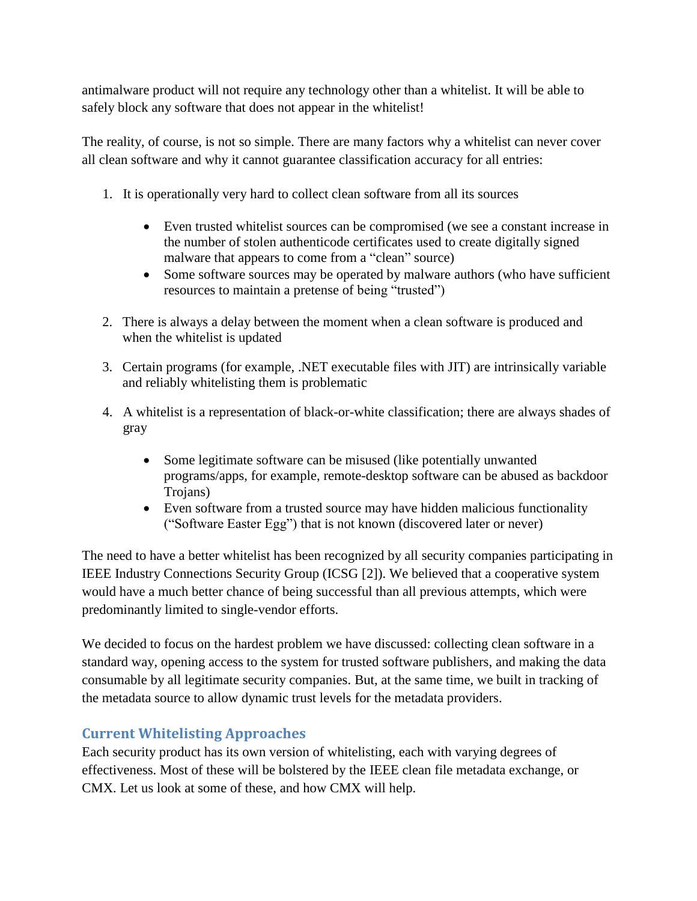antimalware product will not require any technology other than a whitelist. It will be able to safely block any software that does not appear in the whitelist!

The reality, of course, is not so simple. There are many factors why a whitelist can never cover all clean software and why it cannot guarantee classification accuracy for all entries:

1. It is operationally very hard to collect clean software from all its sources
    - Even trusted whitelist sources can be compromised (we see a constant increase in the number of stolen authenticode certificates used to create digitally signed malware that appears to come from a "clean" source)
    - Some software sources may be operated by malware authors (who have sufficient resources to maintain a pretense of being "trusted")

2. There is always a delay between the moment when a clean software is produced and when the whitelist is updated

3. Certain programs (for example, .NET executable files with JIT) are intrinsically variable and reliably whitelisting them is problematic

4. A whitelist is a representation of black-or-white classification; there are always shades of gray
    - Some legitimate software can be misused (like potentially unwanted programs/apps, for example, remote-desktop software can be abused as backdoor Trojans)
    - Even software from a trusted source may have hidden malicious functionality ("Software Easter Egg") that is not known (discovered later or never)

The need to have a better whitelist has been recognized by all security companies participating in IEEE Industry Connections Security Group (ICSG [2]). We believed that a cooperative system would have a much better chance of being successful than all previous attempts, which were predominantly limited to single-vendor efforts.

We decided to focus on the hardest problem we have discussed: collecting clean software in a standard way, opening access to the system for trusted software publishers, and making the data consumable by all legitimate security companies. But, at the same time, we built in tracking of the metadata source to allow dynamic trust levels for the metadata providers.

## Current Whitelisting Approaches

Each security product has its own version of whitelisting, each with varying degrees of effectiveness. Most of these will be bolstered by the IEEE clean file metadata exchange, or CMX. Let us look at some of these, and how CMX will help.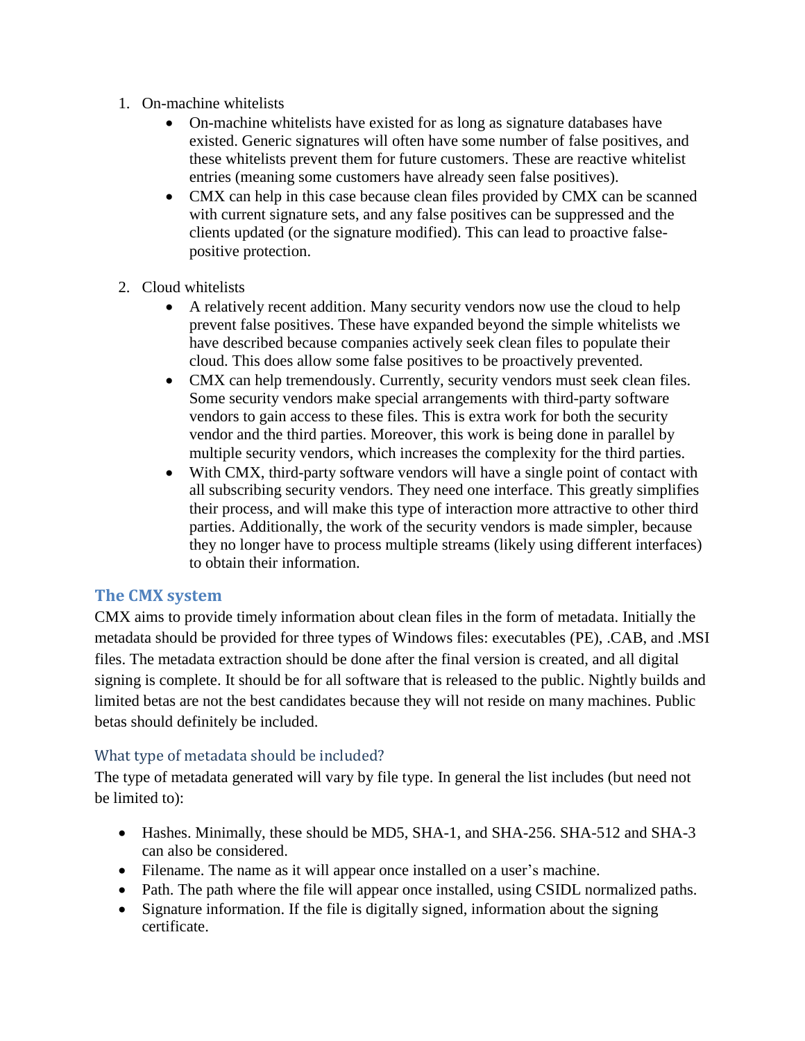1. On-machine whitelists
    - On-machine whitelists have existed for as long as signature databases have existed. Generic signatures will often have some number of false positives, and these whitelists prevent them for future customers. These are reactive whitelist entries (meaning some customers have already seen false positives).
    - CMX can help in this case because clean files provided by CMX can be scanned with current signature sets, and any false positives can be suppressed and the clients updated (or the signature modified). This can lead to proactive false-positive protection.

2. Cloud whitelists
    - A relatively recent addition. Many security vendors now use the cloud to help prevent false positives. These have expanded beyond the simple whitelists we have described because companies actively seek clean files to populate their cloud. This does allow some false positives to be proactively prevented.
    - CMX can help tremendously. Currently, security vendors must seek clean files. Some security vendors make special arrangements with third-party software vendors to gain access to these files. This is extra work for both the security vendor and the third parties. Moreover, this work is being done in parallel by multiple security vendors, which increases the complexity for the third parties.
    - With CMX, third-party software vendors will have a single point of contact with all subscribing security vendors. They need one interface. This greatly simplifies their process, and will make this type of interaction more attractive to other third parties. Additionally, the work of the security vendors is made simpler, because they no longer have to process multiple streams (likely using different interfaces) to obtain their information.

## The CMX system

CMX aims to provide timely information about clean files in the form of metadata. Initially the metadata should be provided for three types of Windows files: executables (PE), .CAB, and .MSI files. The metadata extraction should be done after the final version is created, and all digital signing is complete. It should be for all software that is released to the public. Nightly builds and limited betas are not the best candidates because they will not reside on many machines. Public betas should definitely be included.

### What type of metadata should be included?

The type of metadata generated will vary by file type. In general the list includes (but need not be limited to):

- Hashes. Minimally, these should be MD5, SHA-1, and SHA-256. SHA-512 and SHA-3 can also be considered.
- Filename. The name as it will appear once installed on a user's machine.
- Path. The path where the file will appear once installed, using CSIDL normalized paths.
- Signature information. If the file is digitally signed, information about the signing certificate.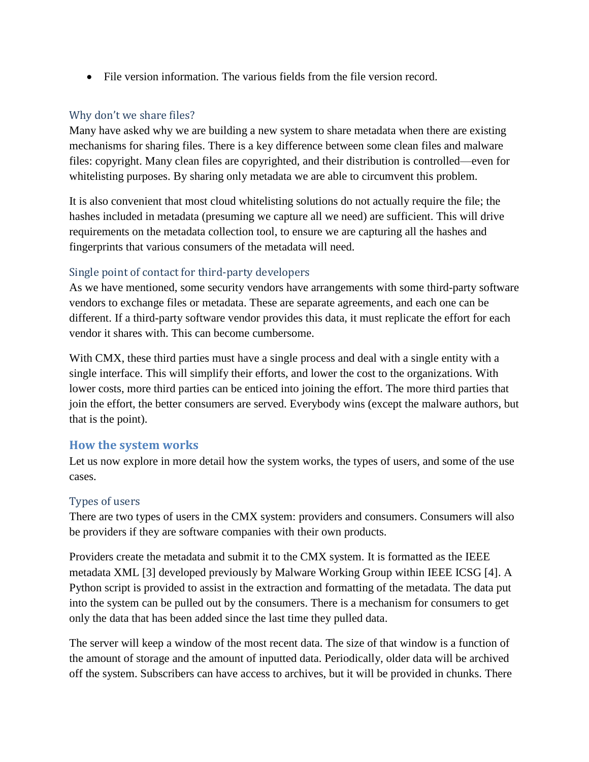- File version information. The various fields from the file version record.

### Why don't we share files?

Many have asked why we are building a new system to share metadata when there are existing mechanisms for sharing files. There is a key difference between some clean files and malware files: copyright. Many clean files are copyrighted, and their distribution is controlled—even for whitelisting purposes. By sharing only metadata we are able to circumvent this problem.

It is also convenient that most cloud whitelisting solutions do not actually require the file; the hashes included in metadata (presuming we capture all we need) are sufficient. This will drive requirements on the metadata collection tool, to ensure we are capturing all the hashes and fingerprints that various consumers of the metadata will need.

### Single point of contact for third-party developers

As we have mentioned, some security vendors have arrangements with some third-party software vendors to exchange files or metadata. These are separate agreements, and each one can be different. If a third-party software vendor provides this data, it must replicate the effort for each vendor it shares with. This can become cumbersome.

With CMX, these third parties must have a single process and deal with a single entity with a single interface. This will simplify their efforts, and lower the cost to the organizations. With lower costs, more third parties can be enticed into joining the effort. The more third parties that join the effort, the better consumers are served. Everybody wins (except the malware authors, but that is the point).

## How the system works

Let us now explore in more detail how the system works, the types of users, and some of the use cases.

### Types of users

There are two types of users in the CMX system: providers and consumers. Consumers will also be providers if they are software companies with their own products.

Providers create the metadata and submit it to the CMX system. It is formatted as the IEEE metadata XML [3] developed previously by Malware Working Group within IEEE ICSG [4]. A Python script is provided to assist in the extraction and formatting of the metadata. The data put into the system can be pulled out by the consumers. There is a mechanism for consumers to get only the data that has been added since the last time they pulled data.

The server will keep a window of the most recent data. The size of that window is a function of the amount of storage and the amount of inputted data. Periodically, older data will be archived off the system. Subscribers can have access to archives, but it will be provided in chunks. There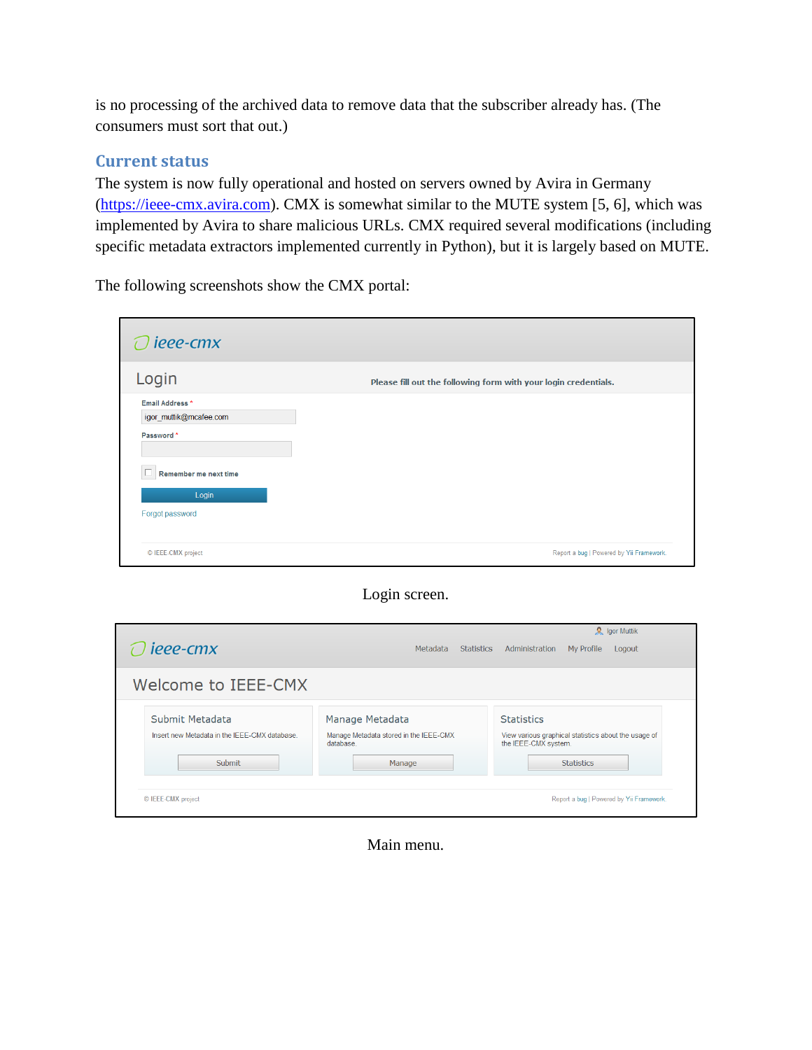is no processing of the archived data to remove data that the subscriber already has. (The consumers must sort that out.)

## Current status

The system is now fully operational and hosted on servers owned by Avira in Germany (https://ieee-cmx.avira.com). CMX is somewhat similar to the MUTE system [5, 6], which was implemented by Avira to share malicious URLs. CMX required several modifications (including specific metadata extractors implemented currently in Python), but it is largely based on MUTE.

The following screenshots show the CMX portal:

Login screen.

Main menu.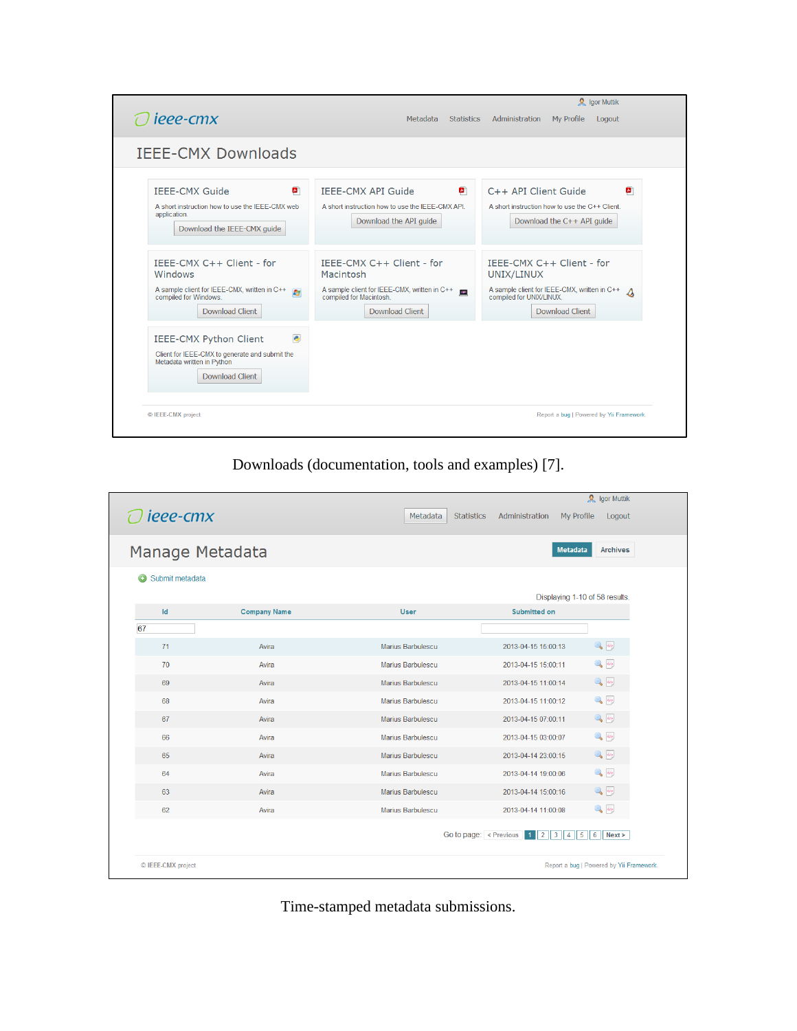Igor Muttik

ieee-cmx

Metadata Statistics Administration My Profile Logout

# IEEE-CMX Downloads

**IEEE-CMX Guide**

A short instruction how to use the IEEE-CMX web application.

Download the IEEE-CMX guide

**IEEE-CMX API Guide**

A short instruction how to use the IEEE-CMX API.

Download the API guide

**C++ API Client Guide**

A short instruction how to use the C++ Client.

Download the C++ API guide

**IEEE-CMX C++ Client - for Windows**

A sample client for IEEE-CMX, written in C++ compiled for Windows.

Download Client

**IEEE-CMX C++ Client - for Macintosh**

A sample client for IEEE-CMX, written in C++ compiled for Macintosh.

Download Client

**IEEE-CMX C++ Client - for UNIX/LINUX**

A sample client for IEEE-CMX, written in C++ compiled for UNIX/LINUX.

Download Client

**IEEE-CMX Python Client**

Client for IEEE-CMX to generate and submit the Metadata written in Python

Download Client

© IEEE-CMX project

Report a bug | Powered by Yii Framework.

Downloads (documentation, tools and examples) [7].

Igor Muttik

ieee-cmx

Metadata Statistics Administration My Profile Logout

# Manage Metadata

Metadata Archives

Submit metadata

Displaying 1-10 of 58 results.

| Id | Company Name | User | Submitted on |
|---|---|---|---|
| 67 | | | |
| 71 | Avira | Marius Barbulescu | 2013-04-15 15:00:13 |
| 70 | Avira | Marius Barbulescu | 2013-04-15 15:00:11 |
| 69 | Avira | Marius Barbulescu | 2013-04-15 11:00:14 |
| 68 | Avira | Marius Barbulescu | 2013-04-15 11:00:12 |
| 67 | Avira | Marius Barbulescu | 2013-04-15 07:00:11 |
| 66 | Avira | Marius Barbulescu | 2013-04-15 03:00:07 |
| 65 | Avira | Marius Barbulescu | 2013-04-14 23:00:15 |
| 64 | Avira | Marius Barbulescu | 2013-04-14 19:00:06 |
| 63 | Avira | Marius Barbulescu | 2013-04-14 15:00:16 |
| 62 | Avira | Marius Barbulescu | 2013-04-14 11:00:08 |

Go to page: < Previous 1 2 3 4 5 6 Next >

© IEEE-CMX project

Report a bug | Powered by Yii Framework.

Time-stamped metadata submissions.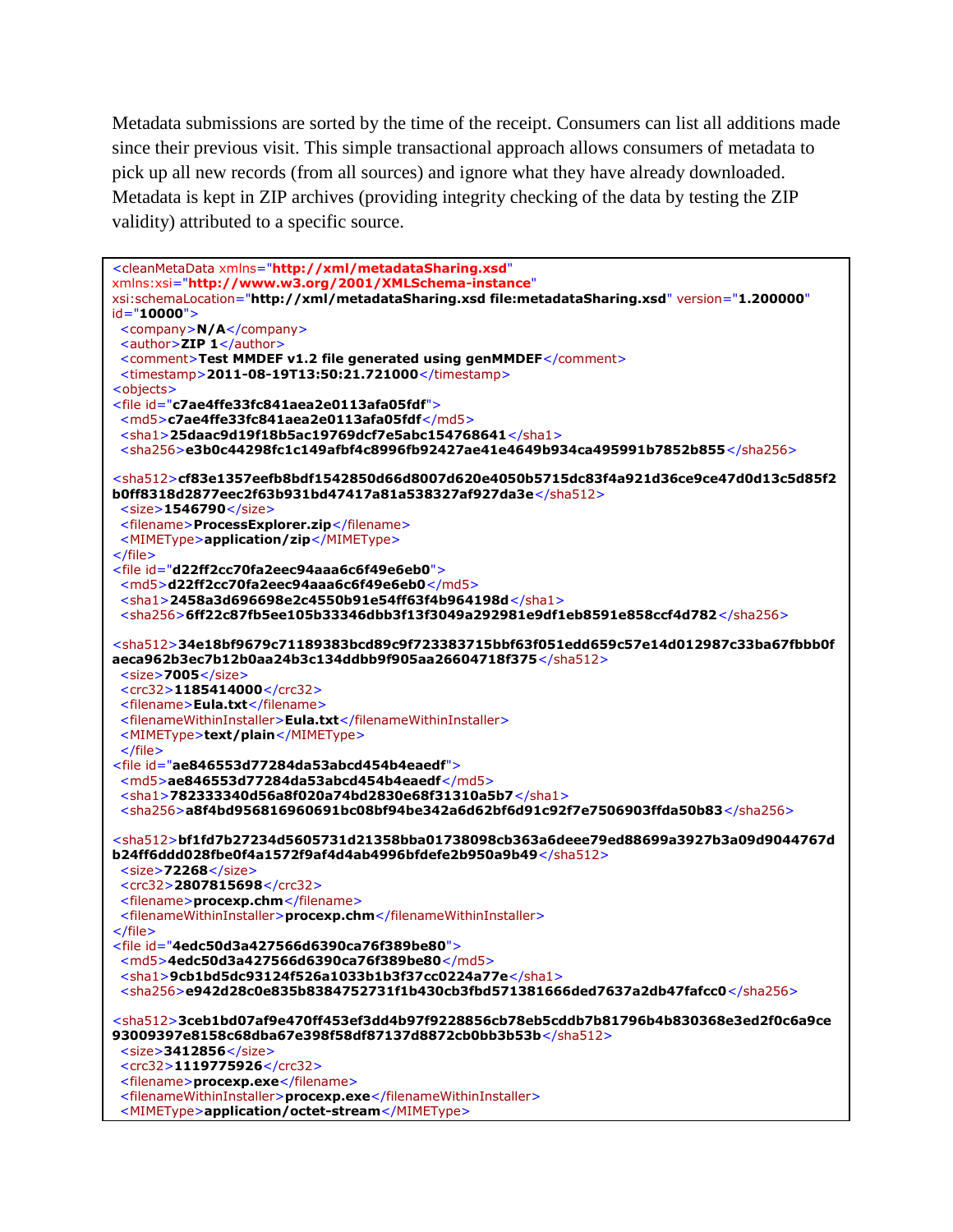Metadata submissions are sorted by the time of the receipt. Consumers can list all additions made since their previous visit. This simple transactional approach allows consumers of metadata to pick up all new records (from all sources) and ignore what they have already downloaded. Metadata is kept in ZIP archives (providing integrity checking of the data by testing the ZIP validity) attributed to a specific source.

```
<cleanMetaData xmlns="http://xml/metadataSharing.xsd"
xmlns:xsi="http://www.w3.org/2001/XMLSchema-instance"
xsi:schemaLocation="http://xml/metadataSharing.xsd file:metadataSharing.xsd" version="1.200000"
id="10000">
  <company>N/A</company>
  <author>ZIP 1</author>
  <comment>Test MMDEF v1.2 file generated using genMMDEF</comment>
  <timestamp>2011-08-19T13:50:21.721000</timestamp>
<objects>
<file id="c7ae4ffe33fc841aea2e0113afa05fdf">
  <md5>c7ae4ffe33fc841aea2e0113afa05fdf</md5>
  <sha1>25daac9d19f18b5ac19769dcf7e5abc154768641</sha1>
  <sha256>e3b0c44298fc1c149afbf4c8996fb92427ae41e4649b934ca495991b7852b855</sha256>

<sha512>cf83e1357eefb8bdf1542850d66d8007d620e4050b5715dc83f4a921d36ce9ce47d0d13c5d85f2
b0ff8318d2877eec2f63b931bd47417a81a538327af927da3e</sha512>
  <size>1546790</size>
  <filename>ProcessExplorer.zip</filename>
  <MIMEType>application/zip</MIMEType>
</file>
<file id="d22ff2cc70fa2eec94aaa6c6f49e6eb0">
  <md5>d22ff2cc70fa2eec94aaa6c6f49e6eb0</md5>
  <sha1>2458a3d696698e2c4550b91e54ff63f4b964198d</sha1>
  <sha256>6ff22c87fb5ee105b33346dbb3f13f3049a292981e9df1eb8591e858ccf4d782</sha256>

<sha512>34e18bf9679c71189383bcd89c9f723383715bbf63f051edd659c57e14d012987c33ba67fbbb0f
aeca962b3ec7b12b0aa24b3c134ddbb9f905aa26604718f375</sha512>
  <size>7005</size>
  <crc32>1185414000</crc32>
  <filename>Eula.txt</filename>
  <filenameWithinInstaller>Eula.txt</filenameWithinInstaller>
  <MIMEType>text/plain</MIMEType>
  </file>
<file id="ae846553d77284da53abcd454b4eaedf">
  <md5>ae846553d77284da53abcd454b4eaedf</md5>
  <sha1>782333340d56a8f020a74bd2830e68f31310a5b7</sha1>
  <sha256>a8f4bd956816960691bc08bf94be342a6d62bf6d91c92f7e7506903ffda50b83</sha256>

<sha512>bf1fd7b27234d5605731d21358bba01738098cb363a6deee79ed88699a3927b3a09d9044767d
b24ff6ddd028fbe0f4a1572f9af4d4ab4996bfdefe2b950a9b49</sha512>
  <size>72268</size>
  <crc32>2807815698</crc32>
  <filename>procexp.chm</filename>
  <filenameWithinInstaller>procexp.chm</filenameWithinInstaller>
</file>
<file id="4edc50d3a427566d6390ca76f389be80">
  <md5>4edc50d3a427566d6390ca76f389be80</md5>
  <sha1>9cb1bd5dc93124f526a1033b1b3f37cc0224a77e</sha1>
  <sha256>e942d28c0e835b8384752731f1b430cb3fbd571381666ded7637a2db47fafcc0</sha256>

<sha512>3ceb1bd07af9e470ff453ef3dd4b97f9228856cb78eb5cddb7b81796b4b830368e3ed2f0c6a9ce
93009397e8158c68dba67e398f58df87137d8872cb0bb3b53b</sha512>
  <size>3412856</size>
  <crc32>1119775926</crc32>
  <filename>procexp.exe</filename>
  <filenameWithinInstaller>procexp.exe</filenameWithinInstaller>
  <MIMEType>application/octet-stream</MIMEType>
```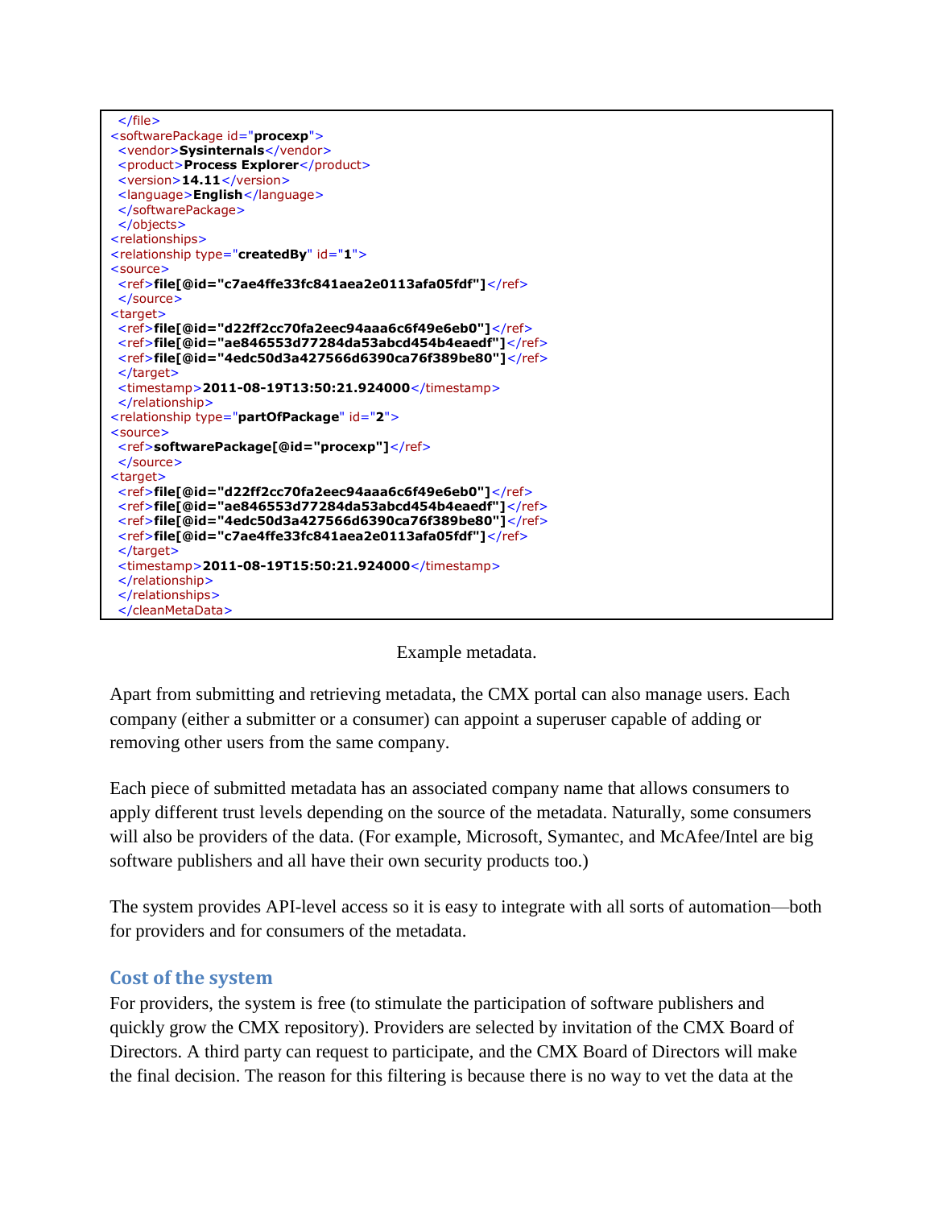```
  </file>
<softwarePackage id="procexp">
  <vendor>Sysinternals</vendor>
  <product>Process Explorer</product>
  <version>14.11</version>
  <language>English</language>
  </softwarePackage>
  </objects>
<relationships>
<relationship type="createdBy" id="1">
<source>
  <ref>file[@id="c7ae4ffe33fc841aea2e0113afa05fdf"]</ref>
  </source>
<target>
  <ref>file[@id="d22ff2cc70fa2eec94aaa6c6f49e6eb0"]</ref>
  <ref>file[@id="ae846553d77284da53abcd454b4eaedf"]</ref>
  <ref>file[@id="4edc50d3a427566d6390ca76f389be80"]</ref>
  </target>
  <timestamp>2011-08-19T13:50:21.924000</timestamp>
  </relationship>
<relationship type="partOfPackage" id="2">
<source>
  <ref>softwarePackage[@id="procexp"]</ref>
  </source>
<target>
  <ref>file[@id="d22ff2cc70fa2eec94aaa6c6f49e6eb0"]</ref>
  <ref>file[@id="ae846553d77284da53abcd454b4eaedf"]</ref>
  <ref>file[@id="4edc50d3a427566d6390ca76f389be80"]</ref>
  <ref>file[@id="c7ae4ffe33fc841aea2e0113afa05fdf"]</ref>
  </target>
  <timestamp>2011-08-19T15:50:21.924000</timestamp>
  </relationship>
  </relationships>
  </cleanMetaData>
```

Example metadata.

Apart from submitting and retrieving metadata, the CMX portal can also manage users. Each company (either a submitter or a consumer) can appoint a superuser capable of adding or removing other users from the same company.

Each piece of submitted metadata has an associated company name that allows consumers to apply different trust levels depending on the source of the metadata. Naturally, some consumers will also be providers of the data. (For example, Microsoft, Symantec, and McAfee/Intel are big software publishers and all have their own security products too.)

The system provides API-level access so it is easy to integrate with all sorts of automation—both for providers and for consumers of the metadata.

## Cost of the system

For providers, the system is free (to stimulate the participation of software publishers and quickly grow the CMX repository). Providers are selected by invitation of the CMX Board of Directors. A third party can request to participate, and the CMX Board of Directors will make the final decision. The reason for this filtering is because there is no way to vet the data at the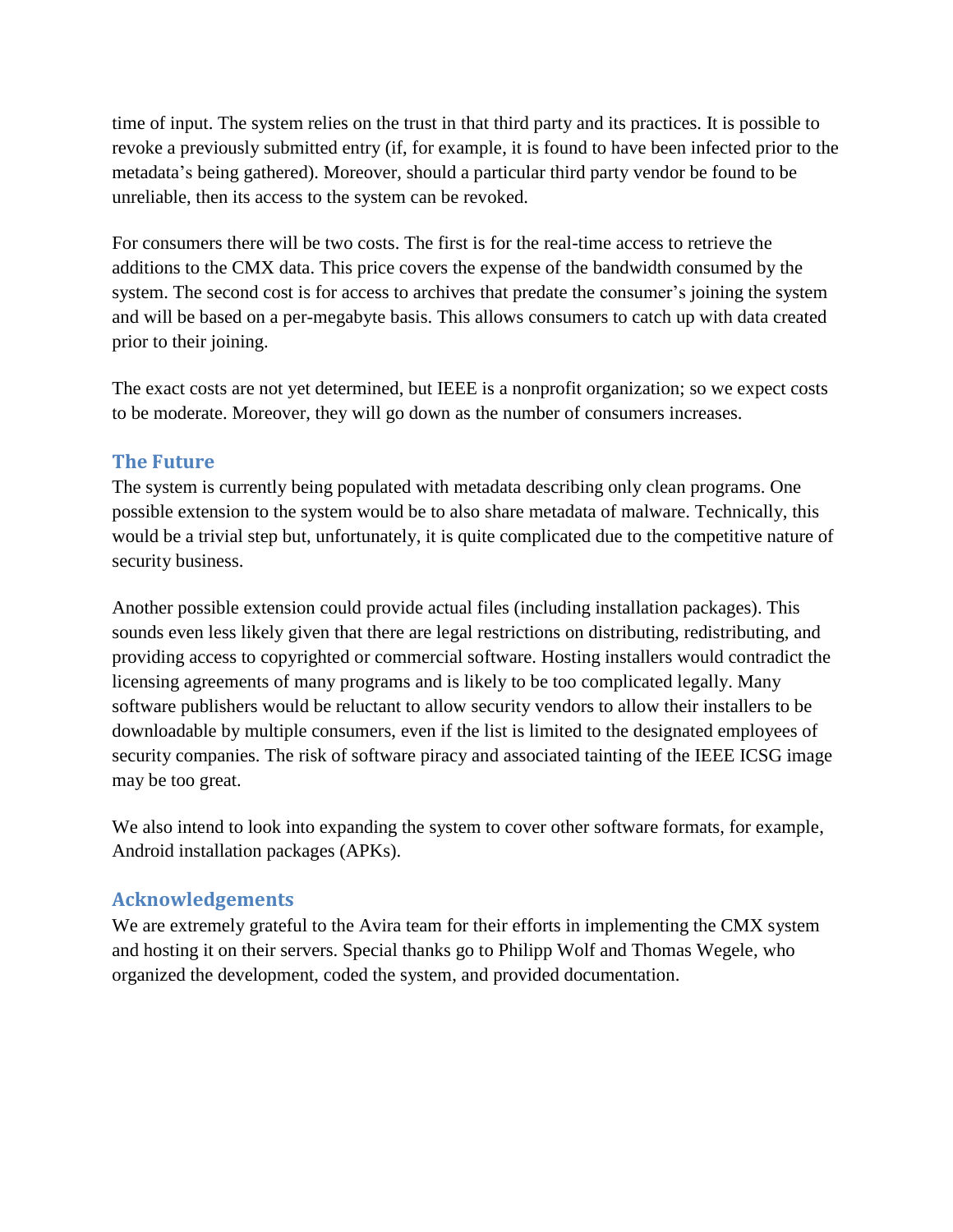time of input. The system relies on the trust in that third party and its practices. It is possible to revoke a previously submitted entry (if, for example, it is found to have been infected prior to the metadata's being gathered). Moreover, should a particular third party vendor be found to be unreliable, then its access to the system can be revoked.

For consumers there will be two costs. The first is for the real-time access to retrieve the additions to the CMX data. This price covers the expense of the bandwidth consumed by the system. The second cost is for access to archives that predate the consumer's joining the system and will be based on a per-megabyte basis. This allows consumers to catch up with data created prior to their joining.

The exact costs are not yet determined, but IEEE is a nonprofit organization; so we expect costs to be moderate. Moreover, they will go down as the number of consumers increases.

## The Future

The system is currently being populated with metadata describing only clean programs. One possible extension to the system would be to also share metadata of malware. Technically, this would be a trivial step but, unfortunately, it is quite complicated due to the competitive nature of security business.

Another possible extension could provide actual files (including installation packages). This sounds even less likely given that there are legal restrictions on distributing, redistributing, and providing access to copyrighted or commercial software. Hosting installers would contradict the licensing agreements of many programs and is likely to be too complicated legally. Many software publishers would be reluctant to allow security vendors to allow their installers to be downloadable by multiple consumers, even if the list is limited to the designated employees of security companies. The risk of software piracy and associated tainting of the IEEE ICSG image may be too great.

We also intend to look into expanding the system to cover other software formats, for example, Android installation packages (APKs).

## Acknowledgements

We are extremely grateful to the Avira team for their efforts in implementing the CMX system and hosting it on their servers. Special thanks go to Philipp Wolf and Thomas Wegele, who organized the development, coded the system, and provided documentation.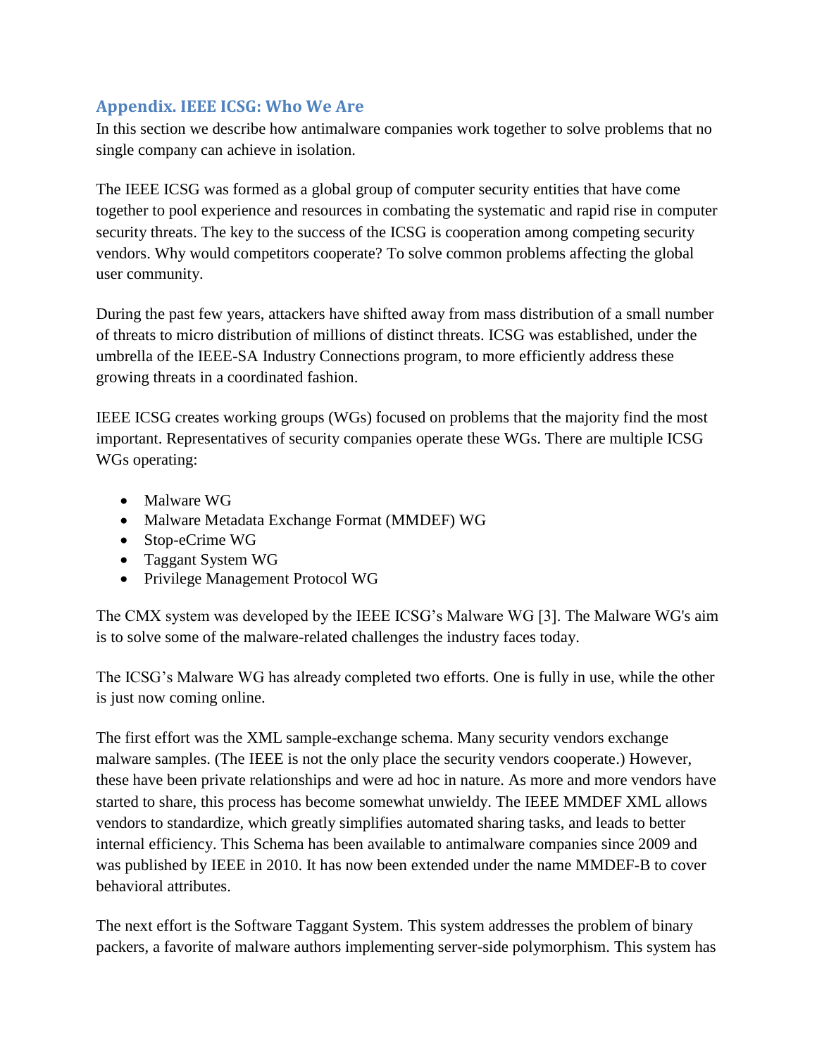## Appendix. IEEE ICSG: Who We Are

In this section we describe how antimalware companies work together to solve problems that no single company can achieve in isolation.

The IEEE ICSG was formed as a global group of computer security entities that have come together to pool experience and resources in combating the systematic and rapid rise in computer security threats. The key to the success of the ICSG is cooperation among competing security vendors. Why would competitors cooperate? To solve common problems affecting the global user community.

During the past few years, attackers have shifted away from mass distribution of a small number of threats to micro distribution of millions of distinct threats. ICSG was established, under the umbrella of the IEEE-SA Industry Connections program, to more efficiently address these growing threats in a coordinated fashion.

IEEE ICSG creates working groups (WGs) focused on problems that the majority find the most important. Representatives of security companies operate these WGs. There are multiple ICSG WGs operating:

- Malware WG
- Malware Metadata Exchange Format (MMDEF) WG
- Stop-eCrime WG
- Taggant System WG
- Privilege Management Protocol WG

The CMX system was developed by the IEEE ICSG's Malware WG [3]. The Malware WG's aim is to solve some of the malware-related challenges the industry faces today.

The ICSG's Malware WG has already completed two efforts. One is fully in use, while the other is just now coming online.

The first effort was the XML sample-exchange schema. Many security vendors exchange malware samples. (The IEEE is not the only place the security vendors cooperate.) However, these have been private relationships and were ad hoc in nature. As more and more vendors have started to share, this process has become somewhat unwieldy. The IEEE MMDEF XML allows vendors to standardize, which greatly simplifies automated sharing tasks, and leads to better internal efficiency. This Schema has been available to antimalware companies since 2009 and was published by IEEE in 2010. It has now been extended under the name MMDEF-B to cover behavioral attributes.

The next effort is the Software Taggant System. This system addresses the problem of binary packers, a favorite of malware authors implementing server-side polymorphism. This system has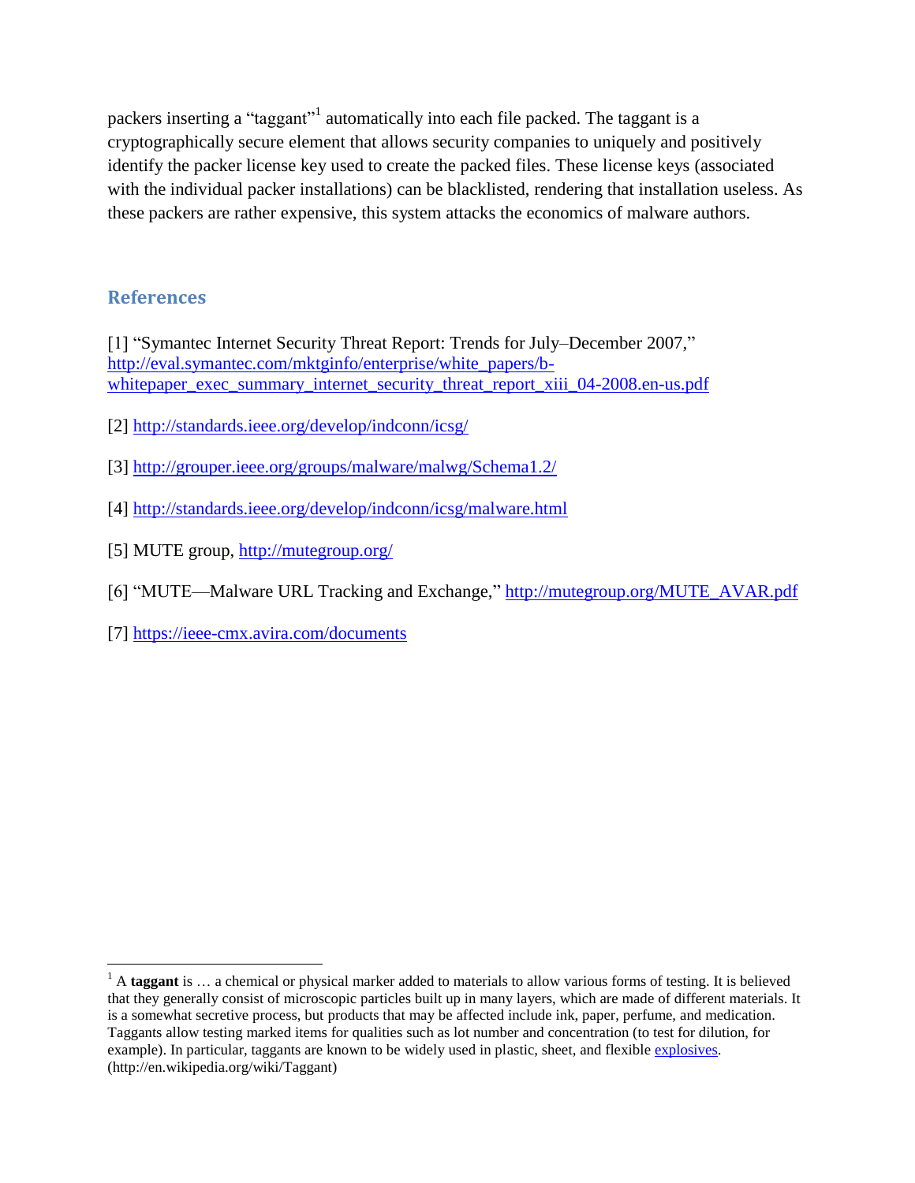packers inserting a "taggant"[1] automatically into each file packed. The taggant is a cryptographically secure element that allows security companies to uniquely and positively identify the packer license key used to create the packed files. These license keys (associated with the individual packer installations) can be blacklisted, rendering that installation useless. As these packers are rather expensive, this system attacks the economics of malware authors.

## References

[1] "Symantec Internet Security Threat Report: Trends for July–December 2007," http://eval.symantec.com/mktginfo/enterprise/white_papers/b-whitepaper_exec_summary_internet_security_threat_report_xiii_04-2008.en-us.pdf

[2] http://standards.ieee.org/develop/indconn/icsg/

[3] http://grouper.ieee.org/groups/malware/malwg/Schema1.2/

[4] http://standards.ieee.org/develop/indconn/icsg/malware.html

[5] MUTE group, http://mutegroup.org/

[6] "MUTE—Malware URL Tracking and Exchange," http://mutegroup.org/MUTE_AVAR.pdf

[7] https://ieee-cmx.avira.com/documents

---

[1] A **taggant** is … a chemical or physical marker added to materials to allow various forms of testing. It is believed that they generally consist of microscopic particles built up in many layers, which are made of different materials. It is a somewhat secretive process, but products that may be affected include ink, paper, perfume, and medication. Taggants allow testing marked items for qualities such as lot number and concentration (to test for dilution, for example). In particular, taggants are known to be widely used in plastic, sheet, and flexible explosives. (http://en.wikipedia.org/wiki/Taggant)